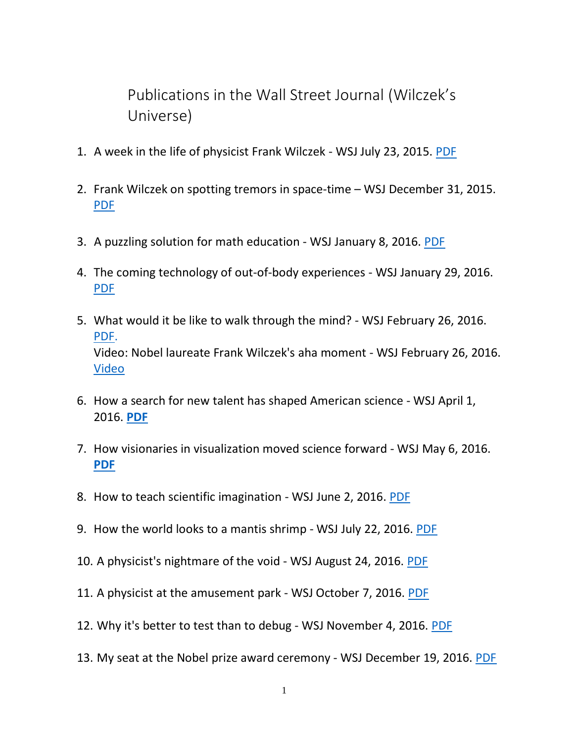# Publications in the Wall Street Journal (Wilczek's Universe)

1. A week in the life of physicist Frank Wilczek - WSJ July 23, 2015. PDF

2. Frank Wilczek on spotting tremors in space-time – WSJ December 31, 2015. PDF

3. A puzzling solution for math education - WSJ January 8, 2016. PDF

4. The coming technology of out-of-body experiences - WSJ January 29, 2016. PDF

5. What would it be like to walk through the mind? - WSJ February 26, 2016. PDF.
   Video: Nobel laureate Frank Wilczek's aha moment - WSJ February 26, 2016. Video

6. How a search for new talent has shaped American science - WSJ April 1, 2016. **PDF**

7. How visionaries in visualization moved science forward - WSJ May 6, 2016. **PDF**

8. How to teach scientific imagination - WSJ June 2, 2016. PDF

9. How the world looks to a mantis shrimp - WSJ July 22, 2016. PDF

10. A physicist's nightmare of the void - WSJ August 24, 2016. PDF

11. A physicist at the amusement park - WSJ October 7, 2016. PDF

12. Why it's better to test than to debug - WSJ November 4, 2016. PDF

13. My seat at the Nobel prize award ceremony - WSJ December 19, 2016. PDF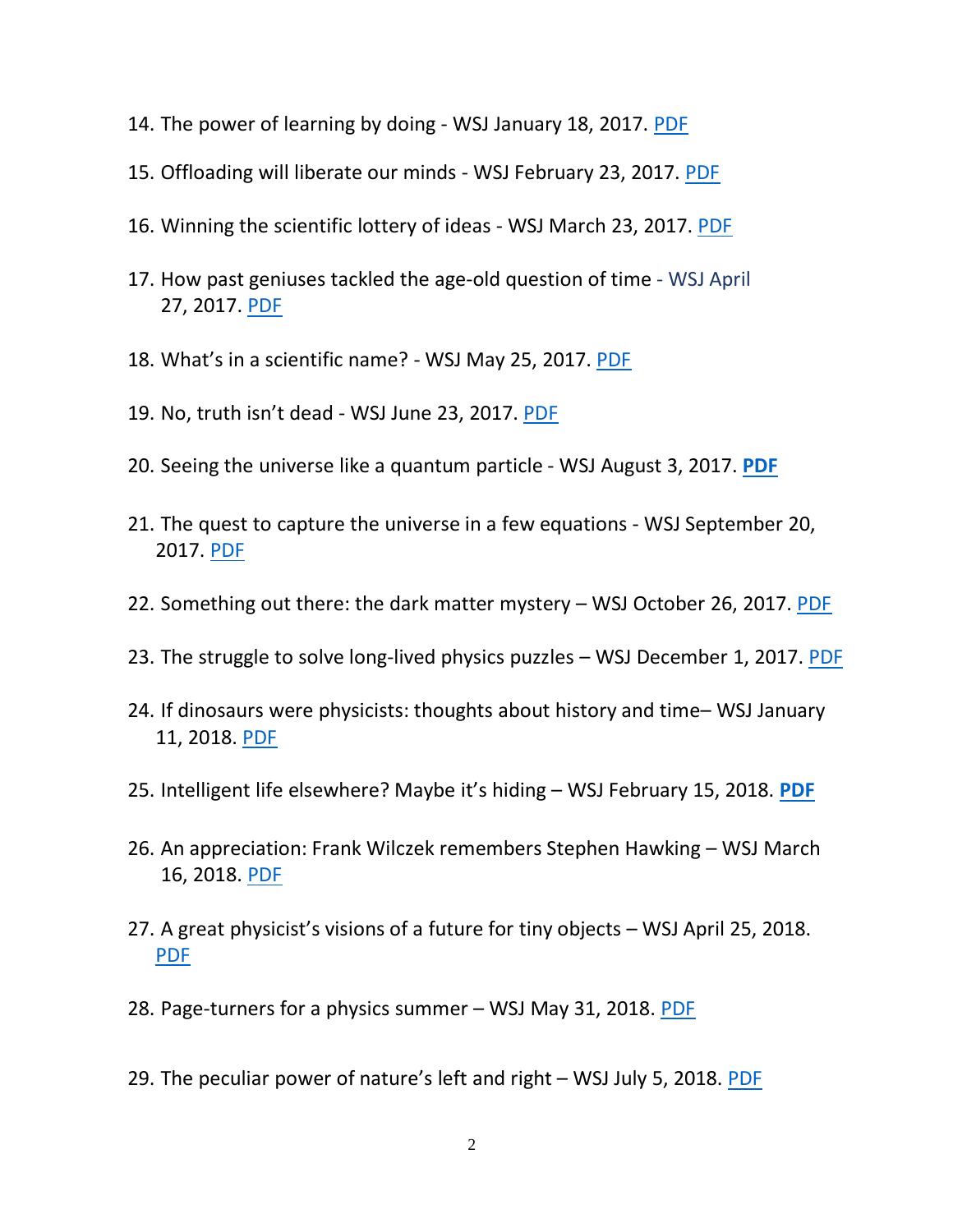14. The power of learning by doing - WSJ January 18, 2017. PDF

15. Offloading will liberate our minds - WSJ February 23, 2017. PDF

16. Winning the scientific lottery of ideas - WSJ March 23, 2017. PDF

17. How past geniuses tackled the age-old question of time - WSJ April 27, 2017. PDF

18. What's in a scientific name? - WSJ May 25, 2017. PDF

19. No, truth isn't dead - WSJ June 23, 2017. PDF

20. Seeing the universe like a quantum particle - WSJ August 3, 2017. **PDF**

21. The quest to capture the universe in a few equations - WSJ September 20, 2017. PDF

22. Something out there: the dark matter mystery – WSJ October 26, 2017. PDF

23. The struggle to solve long-lived physics puzzles – WSJ December 1, 2017. PDF

24. If dinosaurs were physicists: thoughts about history and time– WSJ January 11, 2018. PDF

25. Intelligent life elsewhere? Maybe it's hiding – WSJ February 15, 2018. **PDF**

26. An appreciation: Frank Wilczek remembers Stephen Hawking – WSJ March 16, 2018. PDF

27. A great physicist's visions of a future for tiny objects – WSJ April 25, 2018. PDF

28. Page-turners for a physics summer – WSJ May 31, 2018. PDF

29. The peculiar power of nature's left and right – WSJ July 5, 2018. PDF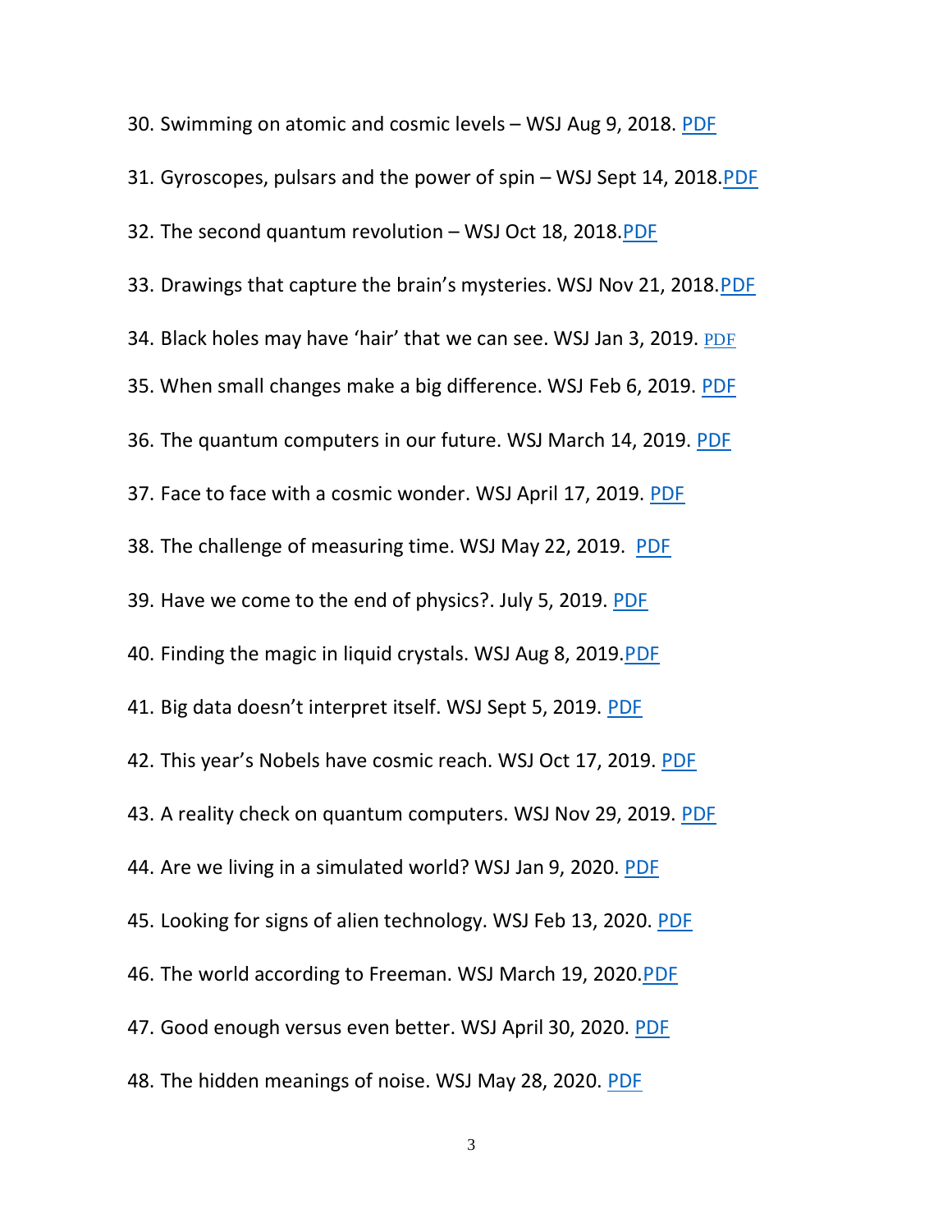30. Swimming on atomic and cosmic levels – WSJ Aug 9, 2018. PDF
31. Gyroscopes, pulsars and the power of spin – WSJ Sept 14, 2018.PDF
32. The second quantum revolution – WSJ Oct 18, 2018.PDF
33. Drawings that capture the brain's mysteries. WSJ Nov 21, 2018.PDF
34. Black holes may have 'hair' that we can see. WSJ Jan 3, 2019. PDF
35. When small changes make a big difference. WSJ Feb 6, 2019. PDF
36. The quantum computers in our future. WSJ March 14, 2019. PDF
37. Face to face with a cosmic wonder. WSJ April 17, 2019. PDF
38. The challenge of measuring time. WSJ May 22, 2019. PDF
39. Have we come to the end of physics?. July 5, 2019. PDF
40. Finding the magic in liquid crystals. WSJ Aug 8, 2019.PDF
41. Big data doesn't interpret itself. WSJ Sept 5, 2019. PDF
42. This year's Nobels have cosmic reach. WSJ Oct 17, 2019. PDF
43. A reality check on quantum computers. WSJ Nov 29, 2019. PDF
44. Are we living in a simulated world? WSJ Jan 9, 2020. PDF
45. Looking for signs of alien technology. WSJ Feb 13, 2020. PDF
46. The world according to Freeman. WSJ March 19, 2020.PDF
47. Good enough versus even better. WSJ April 30, 2020. PDF
48. The hidden meanings of noise. WSJ May 28, 2020. PDF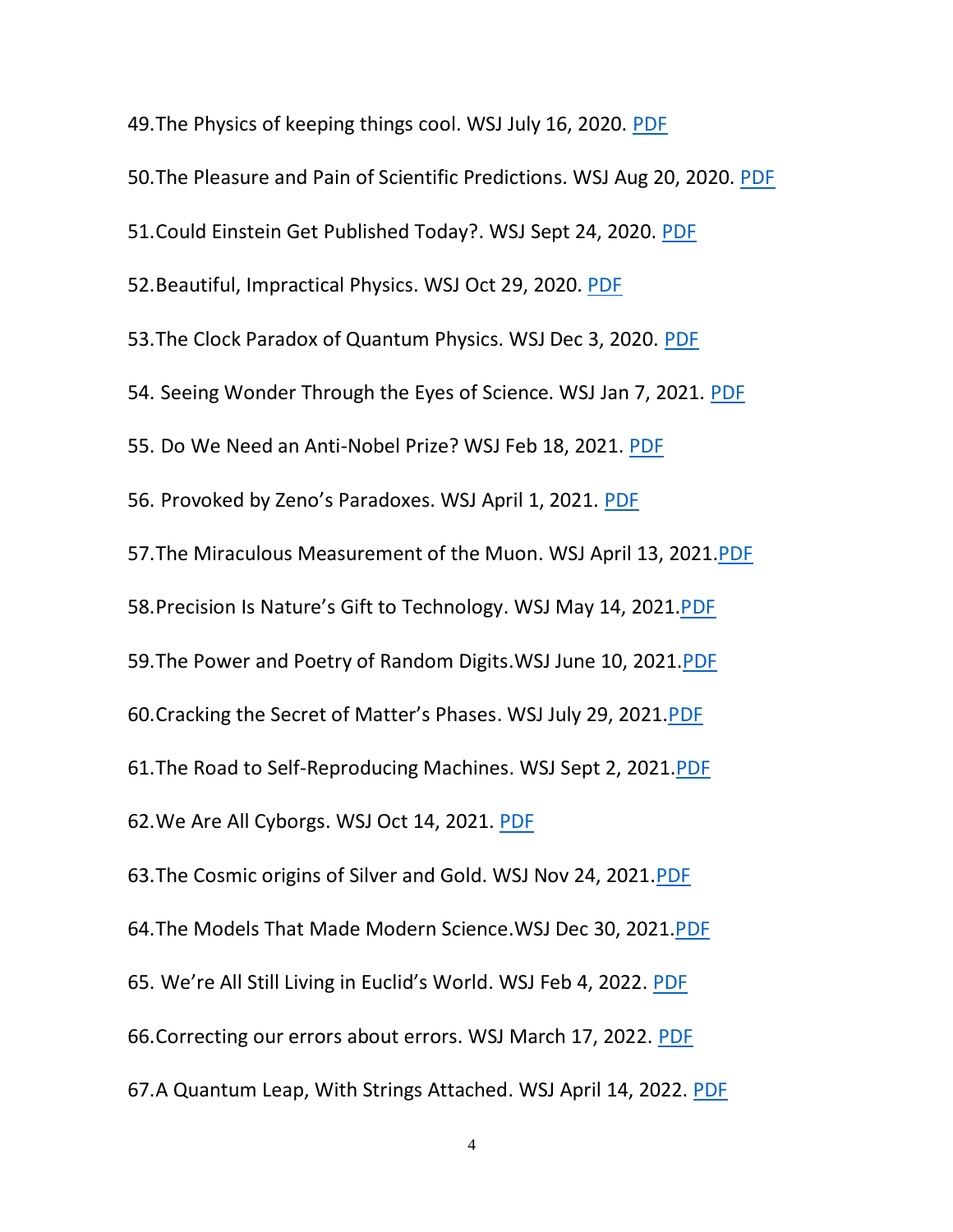49. The Physics of keeping things cool. WSJ July 16, 2020. PDF

50. The Pleasure and Pain of Scientific Predictions. WSJ Aug 20, 2020. PDF

51. Could Einstein Get Published Today?. WSJ Sept 24, 2020. PDF

52. Beautiful, Impractical Physics. WSJ Oct 29, 2020. PDF

53. The Clock Paradox of Quantum Physics. WSJ Dec 3, 2020. PDF

54. Seeing Wonder Through the Eyes of Science. WSJ Jan 7, 2021. PDF

55. Do We Need an Anti-Nobel Prize? WSJ Feb 18, 2021. PDF

56. Provoked by Zeno's Paradoxes. WSJ April 1, 2021. PDF

57. The Miraculous Measurement of the Muon. WSJ April 13, 2021.PDF

58. Precision Is Nature's Gift to Technology. WSJ May 14, 2021.PDF

59. The Power and Poetry of Random Digits.WSJ June 10, 2021.PDF

60. Cracking the Secret of Matter's Phases. WSJ July 29, 2021.PDF

61. The Road to Self-Reproducing Machines. WSJ Sept 2, 2021.PDF

62. We Are All Cyborgs. WSJ Oct 14, 2021. PDF

63. The Cosmic origins of Silver and Gold. WSJ Nov 24, 2021.PDF

64. The Models That Made Modern Science.WSJ Dec 30, 2021.PDF

65. We're All Still Living in Euclid's World. WSJ Feb 4, 2022. PDF

66. Correcting our errors about errors. WSJ March 17, 2022. PDF

67. A Quantum Leap, With Strings Attached. WSJ April 14, 2022. PDF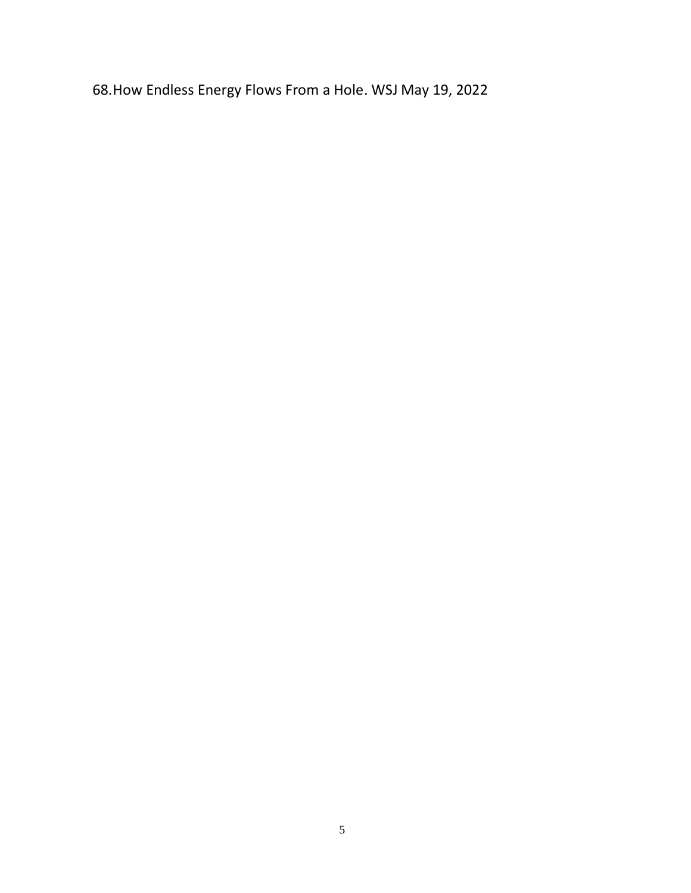68.How Endless Energy Flows From a Hole. WSJ May 19, 2022